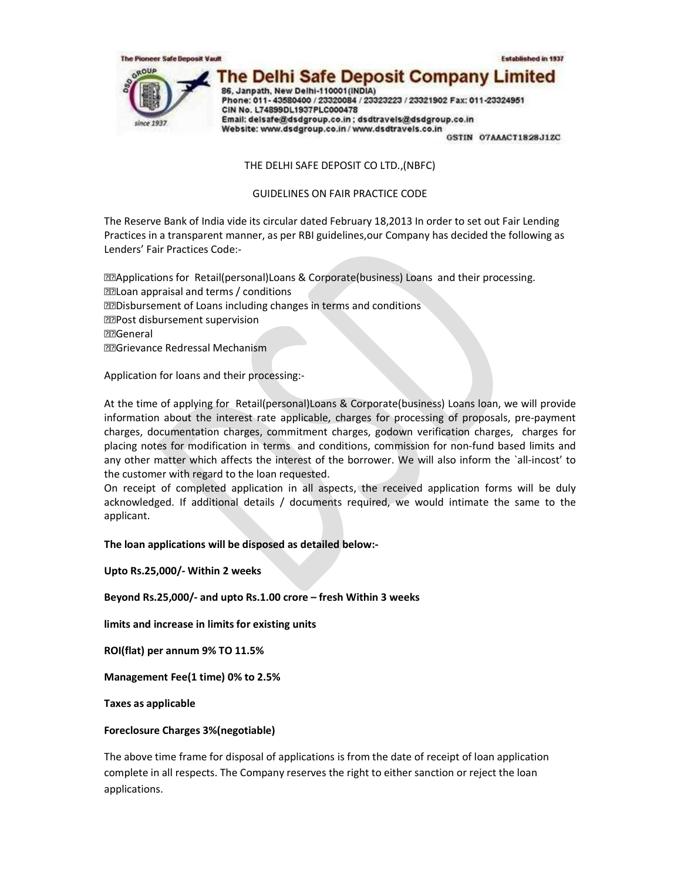The Pioneer Safe Deposit Vault

Established in 1937

# The Delhi Safe Deposit Company Limited

86, Janpath, New Delhi-110001(INDIA)
Phone: 011- 43580400 / 23320084 / 23323223 / 23321902 Fax: 011-23324951
CIN No. L74899DL1937PLC000478
Email: delsafe@dsdgroup.co.in ; dsdtravels@dsdgroup.co.in
Website: www.dsdgroup.co.in / www.dsdtravels.co.in

GSTIN 07AAACT1828J1ZC

THE DELHI SAFE DEPOSIT CO LTD.,(NBFC)

GUIDELINES ON FAIR PRACTICE CODE

The Reserve Bank of India vide its circular dated February 18,2013 In order to set out Fair Lending Practices in a transparent manner, as per RBI guidelines,our Company has decided the following as Lenders' Fair Practices Code:-

- Applications for Retail(personal)Loans & Corporate(business) Loans and their processing.
- Loan appraisal and terms / conditions
- Disbursement of Loans including changes in terms and conditions
- Post disbursement supervision
- General
- Grievance Redressal Mechanism

Application for loans and their processing:-

At the time of applying for Retail(personal)Loans & Corporate(business) Loans loan, we will provide information about the interest rate applicable, charges for processing of proposals, pre-payment charges, documentation charges, commitment charges, godown verification charges, charges for placing notes for modification in terms and conditions, commission for non-fund based limits and any other matter which affects the interest of the borrower. We will also inform the `all-incost' to the customer with regard to the loan requested.
On receipt of completed application in all aspects, the received application forms will be duly acknowledged. If additional details / documents required, we would intimate the same to the applicant.

**The loan applications will be disposed as detailed below:-**

**Upto Rs.25,000/- Within 2 weeks**

**Beyond Rs.25,000/- and upto Rs.1.00 crore – fresh Within 3 weeks**

**limits and increase in limits for existing units**

**ROI(flat) per annum 9% TO 11.5%**

**Management Fee(1 time) 0% to 2.5%**

**Taxes as applicable**

**Foreclosure Charges 3%(negotiable)**

The above time frame for disposal of applications is from the date of receipt of loan application complete in all respects. The Company reserves the right to either sanction or reject the loan applications.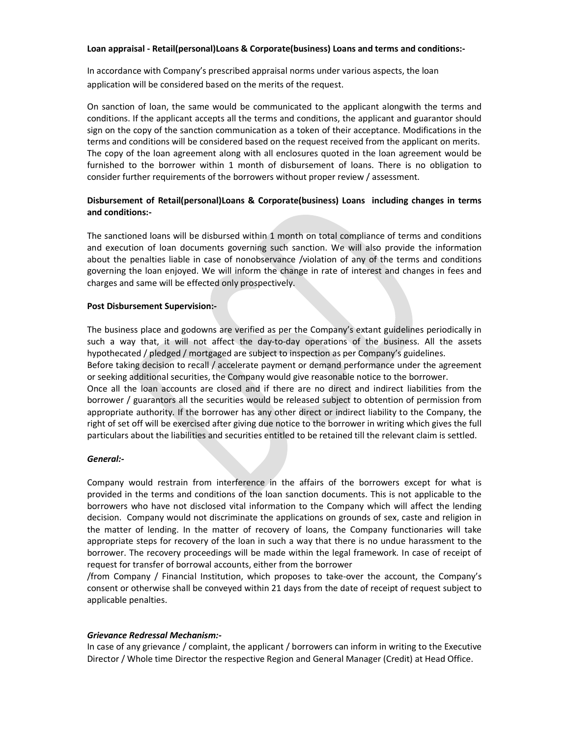**Loan appraisal - Retail(personal)Loans & Corporate(business) Loans and terms and conditions:-**

In accordance with Company's prescribed appraisal norms under various aspects, the loan application will be considered based on the merits of the request.

On sanction of loan, the same would be communicated to the applicant alongwith the terms and conditions. If the applicant accepts all the terms and conditions, the applicant and guarantor should sign on the copy of the sanction communication as a token of their acceptance. Modifications in the terms and conditions will be considered based on the request received from the applicant on merits. The copy of the loan agreement along with all enclosures quoted in the loan agreement would be furnished to the borrower within 1 month of disbursement of loans. There is no obligation to consider further requirements of the borrowers without proper review / assessment.

**Disbursement of Retail(personal)Loans & Corporate(business) Loans including changes in terms and conditions:-**

The sanctioned loans will be disbursed within 1 month on total compliance of terms and conditions and execution of loan documents governing such sanction. We will also provide the information about the penalties liable in case of nonobservance /violation of any of the terms and conditions governing the loan enjoyed. We will inform the change in rate of interest and changes in fees and charges and same will be effected only prospectively.

**Post Disbursement Supervision:-**

The business place and godowns are verified as per the Company's extant guidelines periodically in such a way that, it will not affect the day-to-day operations of the business. All the assets hypothecated / pledged / mortgaged are subject to inspection as per Company's guidelines.
Before taking decision to recall / accelerate payment or demand performance under the agreement or seeking additional securities, the Company would give reasonable notice to the borrower.
Once all the loan accounts are closed and if there are no direct and indirect liabilities from the borrower / guarantors all the securities would be released subject to obtention of permission from appropriate authority. If the borrower has any other direct or indirect liability to the Company, the right of set off will be exercised after giving due notice to the borrower in writing which gives the full particulars about the liabilities and securities entitled to be retained till the relevant claim is settled.

***General:-***

Company would restrain from interference in the affairs of the borrowers except for what is provided in the terms and conditions of the loan sanction documents. This is not applicable to the borrowers who have not disclosed vital information to the Company which will affect the lending decision. Company would not discriminate the applications on grounds of sex, caste and religion in the matter of lending. In the matter of recovery of loans, the Company functionaries will take appropriate steps for recovery of the loan in such a way that there is no undue harassment to the borrower. The recovery proceedings will be made within the legal framework. In case of receipt of request for transfer of borrowal accounts, either from the borrower
/from Company / Financial Institution, which proposes to take-over the account, the Company's consent or otherwise shall be conveyed within 21 days from the date of receipt of request subject to applicable penalties.

***Grievance Redressal Mechanism:-***

In case of any grievance / complaint, the applicant / borrowers can inform in writing to the Executive Director / Whole time Director the respective Region and General Manager (Credit) at Head Office.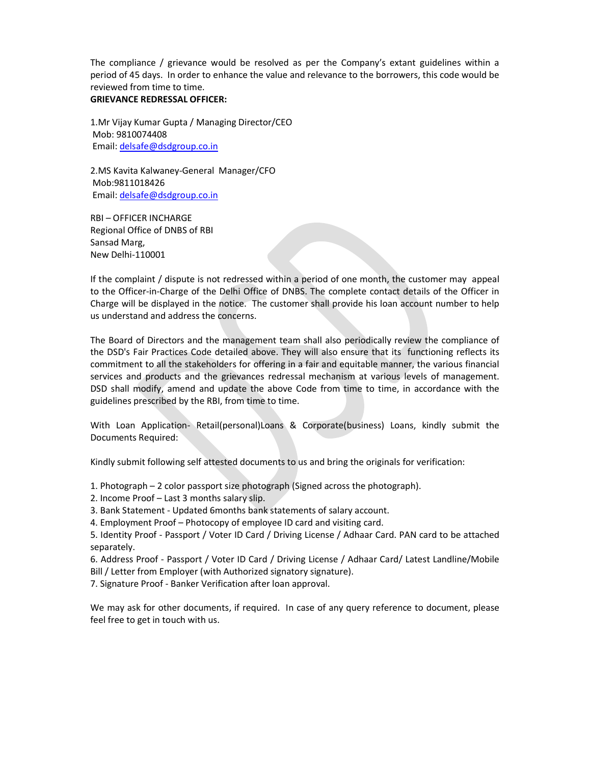The compliance / grievance would be resolved as per the Company's extant guidelines within a period of 45 days. In order to enhance the value and relevance to the borrowers, this code would be reviewed from time to time.

**GRIEVANCE REDRESSAL OFFICER:**

1.Mr Vijay Kumar Gupta / Managing Director/CEO
Mob: 9810074408
Email: delsafe@dsdgroup.co.in

2.MS Kavita Kalwaney-General Manager/CFO
Mob:9811018426
Email: delsafe@dsdgroup.co.in

RBI – OFFICER INCHARGE
Regional Office of DNBS of RBI
Sansad Marg,
New Delhi-110001

If the complaint / dispute is not redressed within a period of one month, the customer may appeal to the Officer-in-Charge of the Delhi Office of DNBS. The complete contact details of the Officer in Charge will be displayed in the notice. The customer shall provide his loan account number to help us understand and address the concerns.

The Board of Directors and the management team shall also periodically review the compliance of the DSD's Fair Practices Code detailed above. They will also ensure that its functioning reflects its commitment to all the stakeholders for offering in a fair and equitable manner, the various financial services and products and the grievances redressal mechanism at various levels of management. DSD shall modify, amend and update the above Code from time to time, in accordance with the guidelines prescribed by the RBI, from time to time.

With Loan Application- Retail(personal)Loans & Corporate(business) Loans, kindly submit the Documents Required:

Kindly submit following self attested documents to us and bring the originals for verification:

1. Photograph – 2 color passport size photograph (Signed across the photograph).
2. Income Proof – Last 3 months salary slip.
3. Bank Statement - Updated 6months bank statements of salary account.
4. Employment Proof – Photocopy of employee ID card and visiting card.
5. Identity Proof - Passport / Voter ID Card / Driving License / Adhaar Card. PAN card to be attached separately.
6. Address Proof - Passport / Voter ID Card / Driving License / Adhaar Card/ Latest Landline/Mobile Bill / Letter from Employer (with Authorized signatory signature).
7. Signature Proof - Banker Verification after loan approval.

We may ask for other documents, if required. In case of any query reference to document, please feel free to get in touch with us.